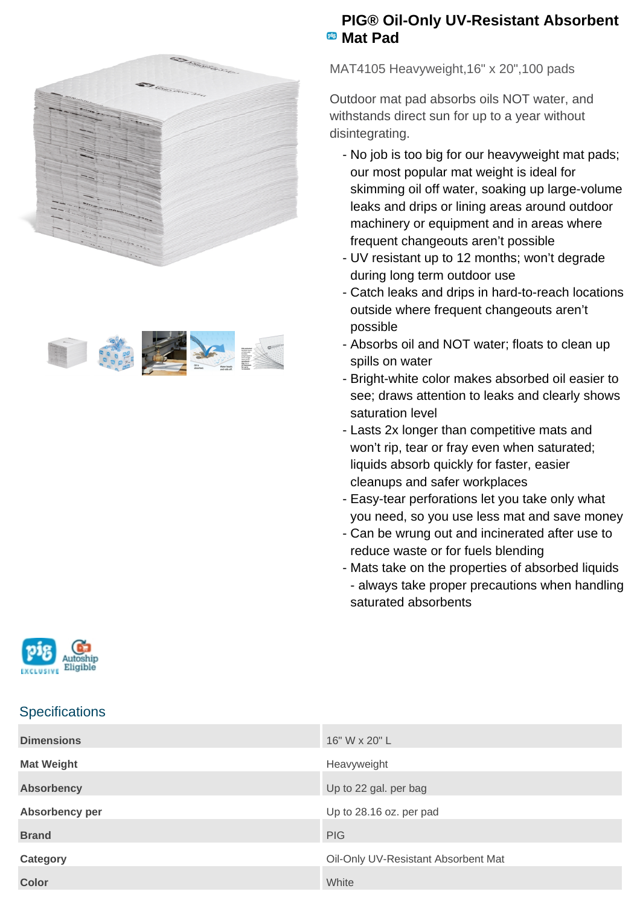# PIG® Oil-Only UV-Resistant Absorbent Mat Pad

MAT4105 Heavyweight,16" x 20",100 pads

Outdoor mat pad absorbs oils NOT water, and withstands direct sun for up to a year without disintegrating.

- No job is too big for our heavyweight mat pads; our most popular mat weight is ideal for skimming oil off water, soaking up large-volume leaks and drips or lining areas around outdoor machinery or equipment and in areas where frequent changeouts aren't possible
- UV resistant up to 12 months; won't degrade during long term outdoor use
- Catch leaks and drips in hard-to-reach locations outside where frequent changeouts aren't possible
- Absorbs oil and NOT water; floats to clean up spills on water
- Bright-white color makes absorbed oil easier to see; draws attention to leaks and clearly shows saturation level
- Lasts 2x longer than competitive mats and won't rip, tear or fray even when saturated; liquids absorb quickly for faster, easier cleanups and safer workplaces
- Easy-tear perforations let you take only what you need, so you use less mat and save money
- Can be wrung out and incinerated after use to reduce waste or for fuels blending
- Mats take on the properties of absorbed liquids - always take proper precautions when handling saturated absorbents

pig EXCLUSIVE  Autoship Eligible

## Specifications

| | |
|---|---|
| **Dimensions** | 16" W x 20" L |
| **Mat Weight** | Heavyweight |
| **Absorbency** | Up to 22 gal. per bag |
| **Absorbency per** | Up to 28.16 oz. per pad |
| **Brand** | PIG |
| **Category** | Oil-Only UV-Resistant Absorbent Mat |
| **Color** | White |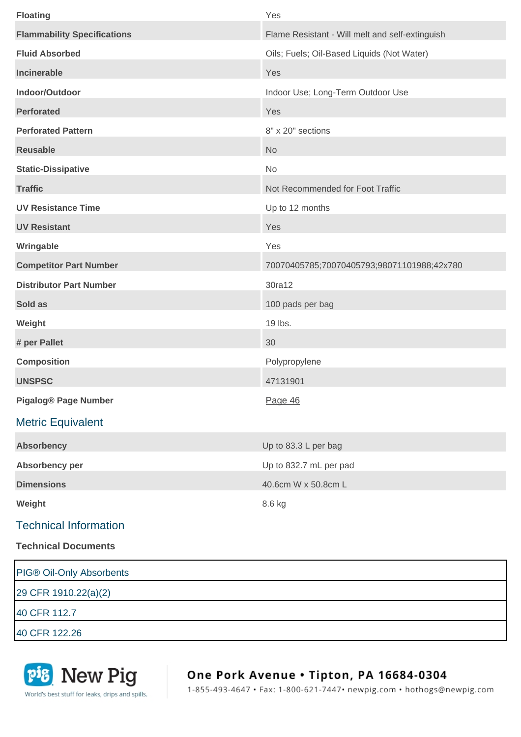| | |
|---|---|
| Floating | Yes |
| Flammability Specifications | Flame Resistant - Will melt and self-extinguish |
| Fluid Absorbed | Oils; Fuels; Oil-Based Liquids (Not Water) |
| Incinerable | Yes |
| Indoor/Outdoor | Indoor Use; Long-Term Outdoor Use |
| Perforated | Yes |
| Perforated Pattern | 8" x 20" sections |
| Reusable | No |
| Static-Dissipative | No |
| Traffic | Not Recommended for Foot Traffic |
| UV Resistance Time | Up to 12 months |
| UV Resistant | Yes |
| Wringable | Yes |
| Competitor Part Number | 70070405785;70070405793;98071101988;42x780 |
| Distributor Part Number | 30ra12 |
| Sold as | 100 pads per bag |
| Weight | 19 lbs. |
| # per Pallet | 30 |
| Composition | Polypropylene |
| UNSPSC | 47131901 |
| Pigalog® Page Number | Page 46 |

## Metric Equivalent

| | |
|---|---|
| Absorbency | Up to 83.3 L per bag |
| Absorbency per | Up to 832.7 mL per pad |
| Dimensions | 40.6cm W x 50.8cm L |
| Weight | 8.6 kg |

## Technical Information

**Technical Documents**

| |
|---|
| PIG® Oil-Only Absorbents |
| 29 CFR 1910.22(a)(2) |
| 40 CFR 112.7 |
| 40 CFR 122.26 |

New Pig
World's best stuff for leaks, drips and spills.

One Pork Avenue • Tipton, PA 16684-0304
1-855-493-4647 • Fax: 1-800-621-7447• newpig.com • hothogs@newpig.com